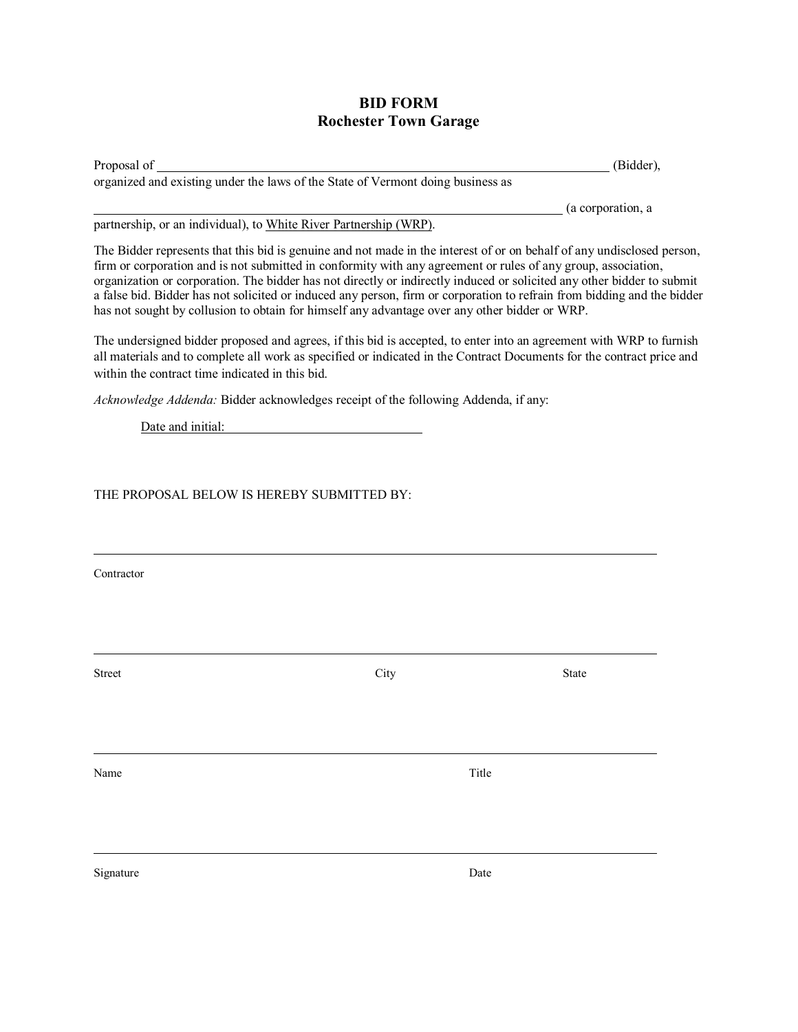# BID FORM
## Rochester Town Garage

Proposal of ________________________________________________ (Bidder), organized and existing under the laws of the State of Vermont doing business as

________________________________________________ (a corporation, a partnership, or an individual), to White River Partnership (WRP).

The Bidder represents that this bid is genuine and not made in the interest of or on behalf of any undisclosed person, firm or corporation and is not submitted in conformity with any agreement or rules of any group, association, organization or corporation. The bidder has not directly or indirectly induced or solicited any other bidder to submit a false bid. Bidder has not solicited or induced any person, firm or corporation to refrain from bidding and the bidder has not sought by collusion to obtain for himself any advantage over any other bidder or WRP.

The undersigned bidder proposed and agrees, if this bid is accepted, to enter into an agreement with WRP to furnish all materials and to complete all work as specified or indicated in the Contract Documents for the contract price and within the contract time indicated in this bid.

*Acknowledge Addenda:* Bidder acknowledges receipt of the following Addenda, if any:

Date and initial: ____________________________

THE PROPOSAL BELOW IS HEREBY SUBMITTED BY:

________________________________________________

Contractor

________________________________________________

Street City State

________________________________________________

Name Title

________________________________________________

Signature Date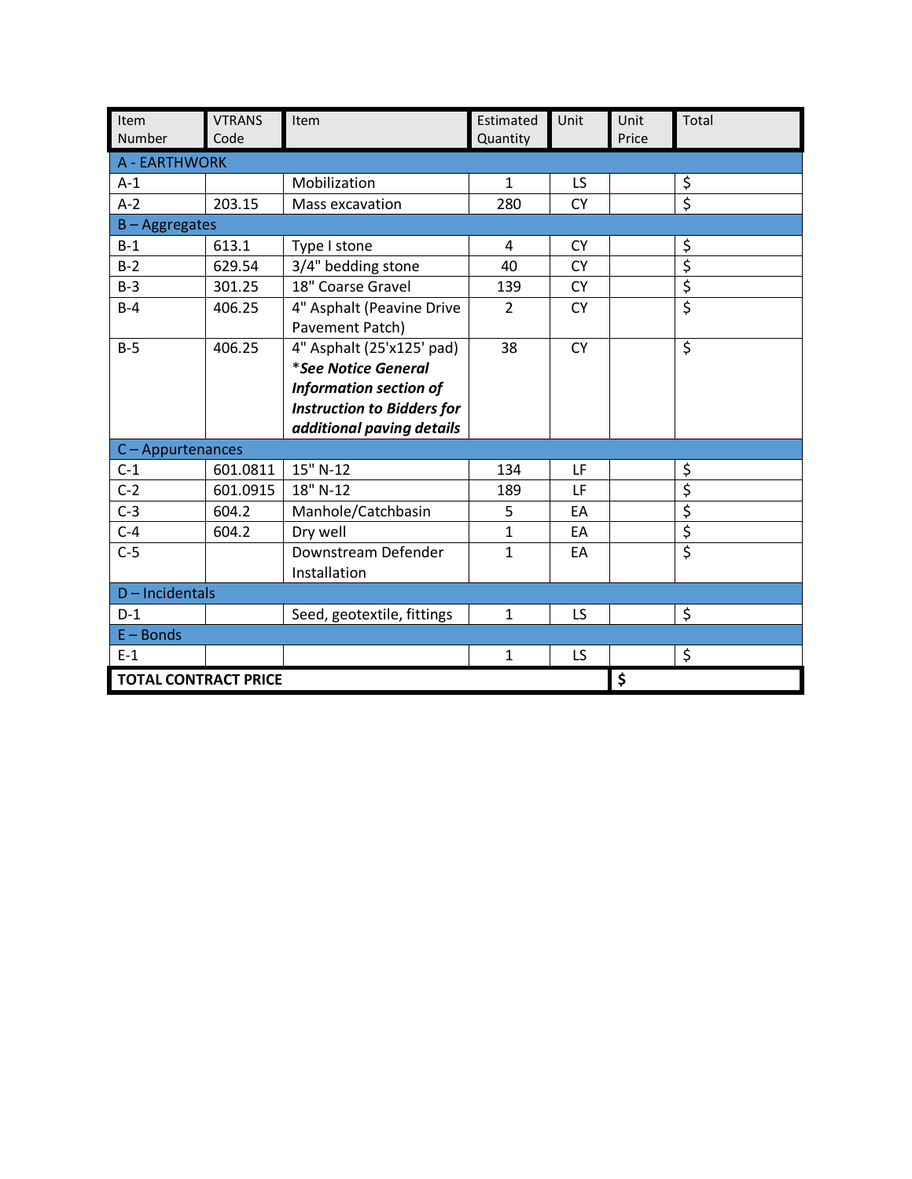| Item Number | VTRANS Code | Item | Estimated Quantity | Unit | Unit Price | Total |
|---|---|---|---|---|---|---|
| A - EARTHWORK | | | | | | |
| A-1 | | Mobilization | 1 | LS | | $ |
| A-2 | 203.15 | Mass excavation | 280 | CY | | $ |
| B – Aggregates | | | | | | |
| B-1 | 613.1 | Type I stone | 4 | CY | | $ |
| B-2 | 629.54 | 3/4" bedding stone | 40 | CY | | $ |
| B-3 | 301.25 | 18" Coarse Gravel | 139 | CY | | $ |
| B-4 | 406.25 | 4" Asphalt (Peavine Drive Pavement Patch) | 2 | CY | | $ |
| B-5 | 406.25 | 4" Asphalt (25'x125' pad) **\****See Notice General Information section of Instruction to Bidders for additional paving details*** | 38 | CY | | $ |
| C – Appurtenances | | | | | | |
| C-1 | 601.0811 | 15" N-12 | 134 | LF | | $ |
| C-2 | 601.0915 | 18" N-12 | 189 | LF | | $ |
| C-3 | 604.2 | Manhole/Catchbasin | 5 | EA | | $ |
| C-4 | 604.2 | Dry well | 1 | EA | | $ |
| C-5 | | Downstream Defender Installation | 1 | EA | | $ |
| D – Incidentals | | | | | | |
| D-1 | | Seed, geotextile, fittings | 1 | LS | | $ |
| E – Bonds | | | | | | |
| E-1 | | | 1 | LS | | $ |
| **TOTAL CONTRACT PRICE** | | | | | **$** | |